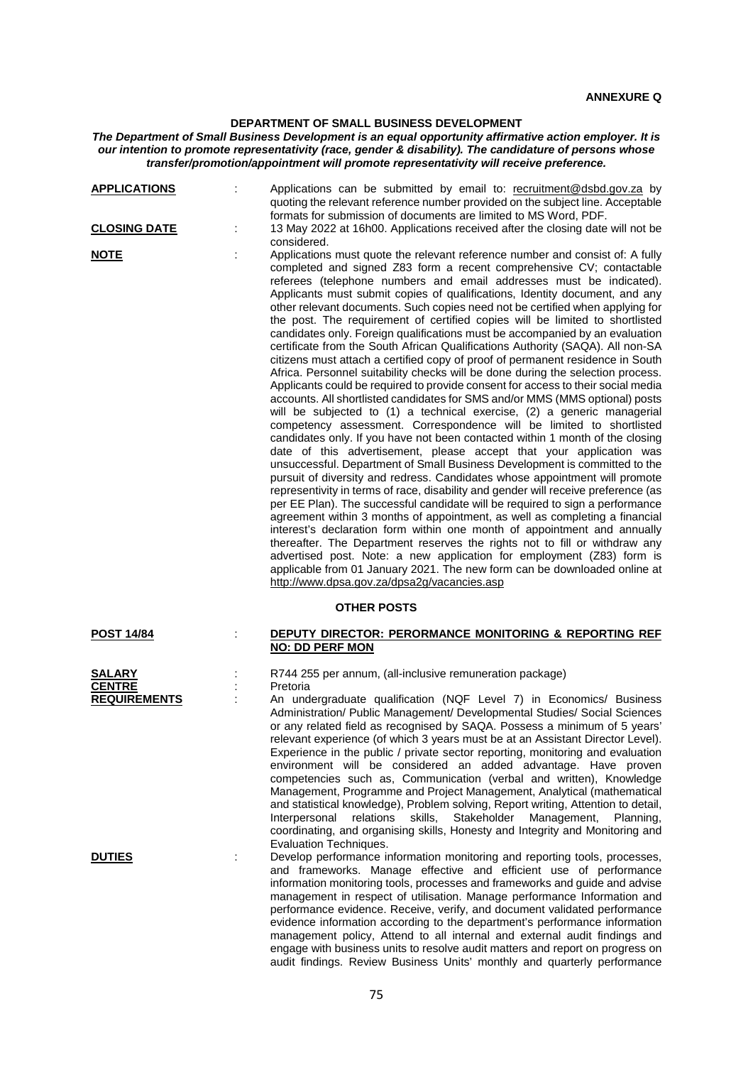**ANNEXURE Q**

## DEPARTMENT OF SMALL BUSINESS DEVELOPMENT

***The Department of Small Business Development is an equal opportunity affirmative action employer. It is our intention to promote representativity (race, gender & disability). The candidature of persons whose transfer/promotion/appointment will promote representativity will receive preference.***

**APPLICATIONS** : Applications can be submitted by email to: recruitment@dsbd.gov.za by quoting the relevant reference number provided on the subject line. Acceptable formats for submission of documents are limited to MS Word, PDF.

**CLOSING DATE** : 13 May 2022 at 16h00. Applications received after the closing date will not be considered.

**NOTE** : Applications must quote the relevant reference number and consist of: A fully completed and signed Z83 form a recent comprehensive CV; contactable referees (telephone numbers and email addresses must be indicated). Applicants must submit copies of qualifications, Identity document, and any other relevant documents. Such copies need not be certified when applying for the post. The requirement of certified copies will be limited to shortlisted candidates only. Foreign qualifications must be accompanied by an evaluation certificate from the South African Qualifications Authority (SAQA). All non-SA citizens must attach a certified copy of proof of permanent residence in South Africa. Personnel suitability checks will be done during the selection process. Applicants could be required to provide consent for access to their social media accounts. All shortlisted candidates for SMS and/or MMS (MMS optional) posts will be subjected to (1) a technical exercise, (2) a generic managerial competency assessment. Correspondence will be limited to shortlisted candidates only. If you have not been contacted within 1 month of the closing date of this advertisement, please accept that your application was unsuccessful. Department of Small Business Development is committed to the pursuit of diversity and redress. Candidates whose appointment will promote representivity in terms of race, disability and gender will receive preference (as per EE Plan). The successful candidate will be required to sign a performance agreement within 3 months of appointment, as well as completing a financial interest's declaration form within one month of appointment and annually thereafter. The Department reserves the rights not to fill or withdraw any advertised post. Note: a new application for employment (Z83) form is applicable from 01 January 2021. The new form can be downloaded online at http://www.dpsa.gov.za/dpsa2g/vacancies.asp

### OTHER POSTS

**POST 14/84** : **DEPUTY DIRECTOR: PERORMANCE MONITORING & REPORTING REF NO: DD PERF MON**

**SALARY** : R744 255 per annum, (all-inclusive remuneration package)

**CENTRE** : Pretoria

**REQUIREMENTS** : An undergraduate qualification (NQF Level 7) in Economics/ Business Administration/ Public Management/ Developmental Studies/ Social Sciences or any related field as recognised by SAQA. Possess a minimum of 5 years' relevant experience (of which 3 years must be at an Assistant Director Level). Experience in the public / private sector reporting, monitoring and evaluation environment will be considered an added advantage. Have proven competencies such as, Communication (verbal and written), Knowledge Management, Programme and Project Management, Analytical (mathematical and statistical knowledge), Problem solving, Report writing, Attention to detail, Interpersonal relations skills, Stakeholder Management, Planning, coordinating, and organising skills, Honesty and Integrity and Monitoring and Evaluation Techniques.

**DUTIES** : Develop performance information monitoring and reporting tools, processes, and frameworks. Manage effective and efficient use of performance information monitoring tools, processes and frameworks and guide and advise management in respect of utilisation. Manage performance Information and performance evidence. Receive, verify, and document validated performance evidence information according to the department's performance information management policy, Attend to all internal and external audit findings and engage with business units to resolve audit matters and report on progress on audit findings. Review Business Units' monthly and quarterly performance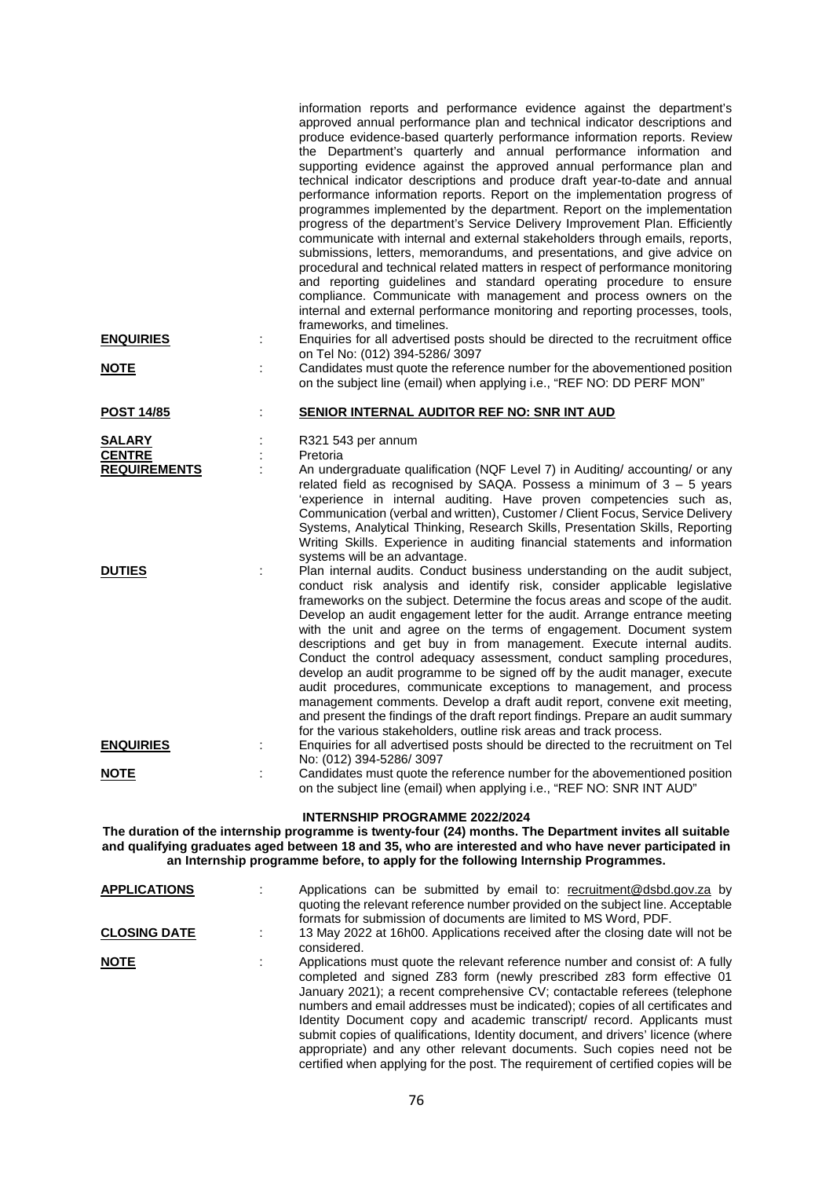information reports and performance evidence against the department's approved annual performance plan and technical indicator descriptions and produce evidence-based quarterly performance information reports. Review the Department's quarterly and annual performance information and supporting evidence against the approved annual performance plan and technical indicator descriptions and produce draft year-to-date and annual performance information reports. Report on the implementation progress of programmes implemented by the department. Report on the implementation progress of the department's Service Delivery Improvement Plan. Efficiently communicate with internal and external stakeholders through emails, reports, submissions, letters, memorandums, and presentations, and give advice on procedural and technical related matters in respect of performance monitoring and reporting guidelines and standard operating procedure to ensure compliance. Communicate with management and process owners on the internal and external performance monitoring and reporting processes, tools, frameworks, and timelines.

**ENQUIRIES** : Enquiries for all advertised posts should be directed to the recruitment office on Tel No: (012) 394-5286/ 3097

**NOTE** : Candidates must quote the reference number for the abovementioned position on the subject line (email) when applying i.e., "REF NO: DD PERF MON"

**POST 14/85** : **SENIOR INTERNAL AUDITOR REF NO: SNR INT AUD**

**SALARY** : R321 543 per annum

**CENTRE** : Pretoria

**REQUIREMENTS** : An undergraduate qualification (NQF Level 7) in Auditing/ accounting/ or any related field as recognised by SAQA. Possess a minimum of 3 – 5 years 'experience in internal auditing. Have proven competencies such as, Communication (verbal and written), Customer / Client Focus, Service Delivery Systems, Analytical Thinking, Research Skills, Presentation Skills, Reporting Writing Skills. Experience in auditing financial statements and information systems will be an advantage.

**DUTIES** : Plan internal audits. Conduct business understanding on the audit subject, conduct risk analysis and identify risk, consider applicable legislative frameworks on the subject. Determine the focus areas and scope of the audit. Develop an audit engagement letter for the audit. Arrange entrance meeting with the unit and agree on the terms of engagement. Document system descriptions and get buy in from management. Execute internal audits. Conduct the control adequacy assessment, conduct sampling procedures, develop an audit programme to be signed off by the audit manager, execute audit procedures, communicate exceptions to management, and process management comments. Develop a draft audit report, convene exit meeting, and present the findings of the draft report findings. Prepare an audit summary for the various stakeholders, outline risk areas and track process.

**ENQUIRIES** : Enquiries for all advertised posts should be directed to the recruitment on Tel No: (012) 394-5286/ 3097

**NOTE** : Candidates must quote the reference number for the abovementioned position on the subject line (email) when applying i.e., "REF NO: SNR INT AUD"

## INTERNSHIP PROGRAMME 2022/2024

**The duration of the internship programme is twenty-four (24) months. The Department invites all suitable and qualifying graduates aged between 18 and 35, who are interested and who have never participated in an Internship programme before, to apply for the following Internship Programmes.**

**APPLICATIONS** : Applications can be submitted by email to: recruitment@dsbd.gov.za by quoting the relevant reference number provided on the subject line. Acceptable formats for submission of documents are limited to MS Word, PDF.

**CLOSING DATE** : 13 May 2022 at 16h00. Applications received after the closing date will not be considered.

**NOTE** : Applications must quote the relevant reference number and consist of: A fully completed and signed Z83 form (newly prescribed z83 form effective 01 January 2021); a recent comprehensive CV; contactable referees (telephone numbers and email addresses must be indicated); copies of all certificates and Identity Document copy and academic transcript/ record. Applicants must submit copies of qualifications, Identity document, and drivers' licence (where appropriate) and any other relevant documents. Such copies need not be certified when applying for the post. The requirement of certified copies will be